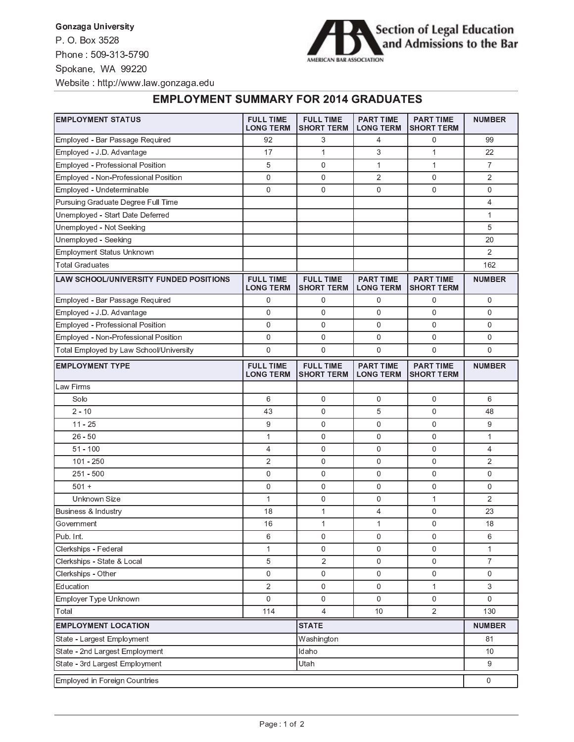**Gonzaga University**
P. O. Box 3528
Phone : 509-313-5790
Spokane, WA 99220
Website : http://www.law.gonzaga.edu

Section of Legal Education and Admissions to the Bar
AMERICAN BAR ASSOCIATION

# EMPLOYMENT SUMMARY FOR 2014 GRADUATES

| EMPLOYMENT STATUS | FULL TIME LONG TERM | FULL TIME SHORT TERM | PART TIME LONG TERM | PART TIME SHORT TERM | NUMBER |
|---|---|---|---|---|---|
| Employed - Bar Passage Required | 92 | 3 | 4 | 0 | 99 |
| Employed - J.D. Advantage | 17 | 1 | 3 | 1 | 22 |
| Employed - Professional Position | 5 | 0 | 1 | 1 | 7 |
| Employed - Non-Professional Position | 0 | 0 | 2 | 0 | 2 |
| Employed - Undeterminable | 0 | 0 | 0 | 0 | 0 |
| Pursuing Graduate Degree Full Time | | | | | 4 |
| Unemployed - Start Date Deferred | | | | | 1 |
| Unemployed - Not Seeking | | | | | 5 |
| Unemployed - Seeking | | | | | 20 |
| Employment Status Unknown | | | | | 2 |
| Total Graduates | | | | | 162 |

| LAW SCHOOL/UNIVERSITY FUNDED POSITIONS | FULL TIME LONG TERM | FULL TIME SHORT TERM | PART TIME LONG TERM | PART TIME SHORT TERM | NUMBER |
|---|---|---|---|---|---|
| Employed - Bar Passage Required | 0 | 0 | 0 | 0 | 0 |
| Employed - J.D. Advantage | 0 | 0 | 0 | 0 | 0 |
| Employed - Professional Position | 0 | 0 | 0 | 0 | 0 |
| Employed - Non-Professional Position | 0 | 0 | 0 | 0 | 0 |
| Total Employed by Law School/University | 0 | 0 | 0 | 0 | 0 |

| EMPLOYMENT TYPE | FULL TIME LONG TERM | FULL TIME SHORT TERM | PART TIME LONG TERM | PART TIME SHORT TERM | NUMBER |
|---|---|---|---|---|---|
| Law Firms | | | | | |
| Solo | 6 | 0 | 0 | 0 | 6 |
| 2 - 10 | 43 | 0 | 5 | 0 | 48 |
| 11 - 25 | 9 | 0 | 0 | 0 | 9 |
| 26 - 50 | 1 | 0 | 0 | 0 | 1 |
| 51 - 100 | 4 | 0 | 0 | 0 | 4 |
| 101 - 250 | 2 | 0 | 0 | 0 | 2 |
| 251 - 500 | 0 | 0 | 0 | 0 | 0 |
| 501 + | 0 | 0 | 0 | 0 | 0 |
| Unknown Size | 1 | 0 | 0 | 1 | 2 |
| Business & Industry | 18 | 1 | 4 | 0 | 23 |
| Government | 16 | 1 | 1 | 0 | 18 |
| Pub. Int. | 6 | 0 | 0 | 0 | 6 |
| Clerkships - Federal | 1 | 0 | 0 | 0 | 1 |
| Clerkships - State & Local | 5 | 2 | 0 | 0 | 7 |
| Clerkships - Other | 0 | 0 | 0 | 0 | 0 |
| Education | 2 | 0 | 0 | 1 | 3 |
| Employer Type Unknown | 0 | 0 | 0 | 0 | 0 |
| Total | 114 | 4 | 10 | 2 | 130 |

| EMPLOYMENT LOCATION | STATE | NUMBER |
|---|---|---|
| State - Largest Employment | Washington | 81 |
| State - 2nd Largest Employment | Idaho | 10 |
| State - 3rd Largest Employment | Utah | 9 |

| | |
|---|---|
| Employed in Foreign Countries | 0 |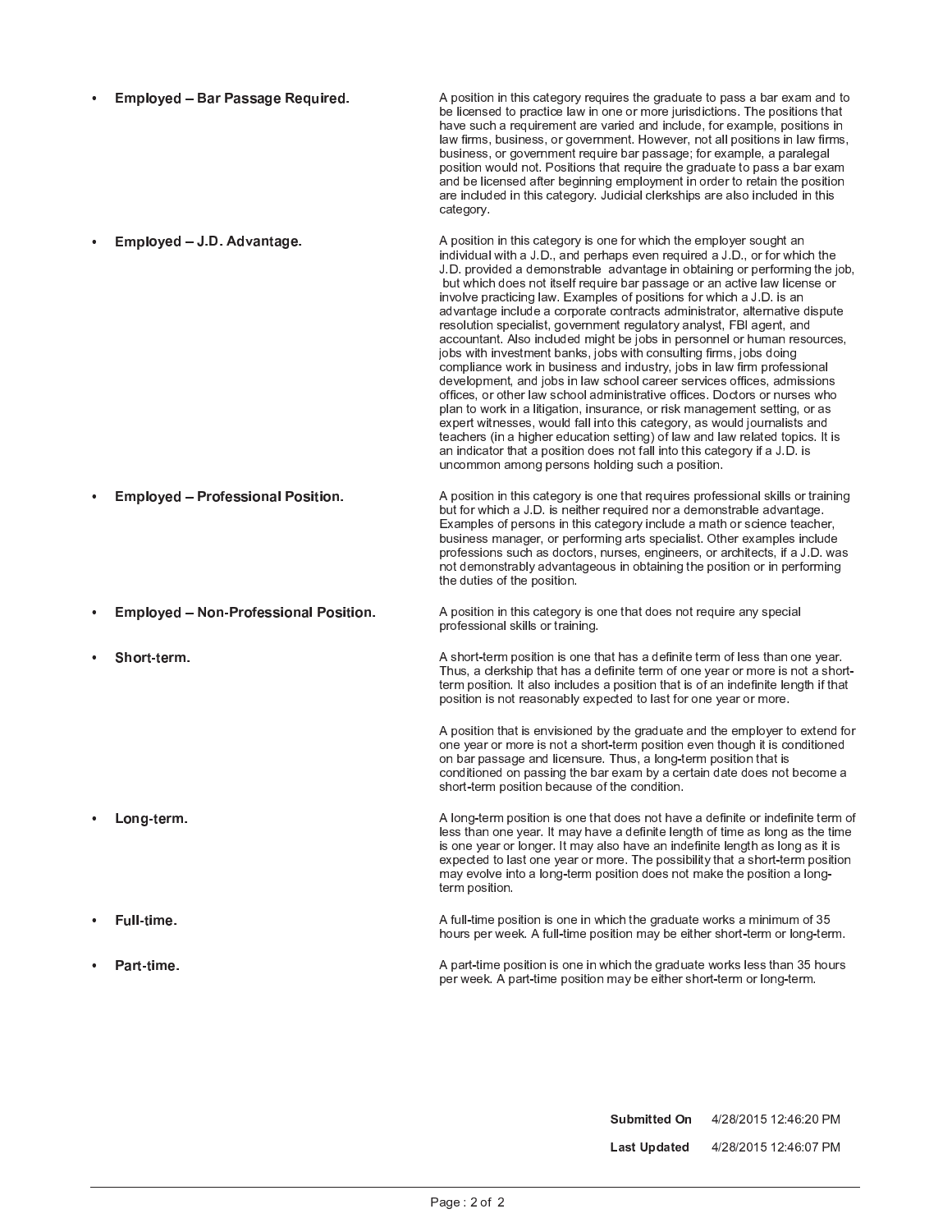- **Employed – Bar Passage Required.** A position in this category requires the graduate to pass a bar exam and to be licensed to practice law in one or more jurisdictions. The positions that have such a requirement are varied and include, for example, positions in law firms, business, or government. However, not all positions in law firms, business, or government require bar passage; for example, a paralegal position would not. Positions that require the graduate to pass a bar exam and be licensed after beginning employment in order to retain the position are included in this category. Judicial clerkships are also included in this category.

- **Employed – J.D. Advantage.** A position in this category is one for which the employer sought an individual with a J.D., and perhaps even required a J.D., or for which the J.D. provided a demonstrable advantage in obtaining or performing the job, but which does not itself require bar passage or an active law license or involve practicing law. Examples of positions for which a J.D. is an advantage include a corporate contracts administrator, alternative dispute resolution specialist, government regulatory analyst, FBI agent, and accountant. Also included might be jobs in personnel or human resources, jobs with investment banks, jobs with consulting firms, jobs doing compliance work in business and industry, jobs in law firm professional development, and jobs in law school career services offices, admissions offices, or other law school administrative offices. Doctors or nurses who plan to work in a litigation, insurance, or risk management setting, or as expert witnesses, would fall into this category, as would journalists and teachers (in a higher education setting) of law and law related topics. It is an indicator that a position does not fall into this category if a J.D. is uncommon among persons holding such a position.

- **Employed – Professional Position.** A position in this category is one that requires professional skills or training but for which a J.D. is neither required nor a demonstrable advantage. Examples of persons in this category include a math or science teacher, business manager, or performing arts specialist. Other examples include professions such as doctors, nurses, engineers, or architects, if a J.D. was not demonstrably advantageous in obtaining the position or in performing the duties of the position.

- **Employed – Non-Professional Position.** A position in this category is one that does not require any special professional skills or training.

- **Short-term.** A short-term position is one that has a definite term of less than one year. Thus, a clerkship that has a definite term of one year or more is not a short-term position. It also includes a position that is of an indefinite length if that position is not reasonably expected to last for one year or more.

  A position that is envisioned by the graduate and the employer to extend for one year or more is not a short-term position even though it is conditioned on bar passage and licensure. Thus, a long-term position that is conditioned on passing the bar exam by a certain date does not become a short-term position because of the condition.

- **Long-term.** A long-term position is one that does not have a definite or indefinite term of less than one year. It may have a definite length of time as long as the time is one year or longer. It may also have an indefinite length as long as it is expected to last one year or more. The possibility that a short-term position may evolve into a long-term position does not make the position a long-term position.

- **Full-time.** A full-time position is one in which the graduate works a minimum of 35 hours per week. A full-time position may be either short-term or long-term.

- **Part-time.** A part-time position is one in which the graduate works less than 35 hours per week. A part-time position may be either short-term or long-term.

**Submitted On** 4/28/2015 12:46:20 PM

**Last Updated** 4/28/2015 12:46:07 PM